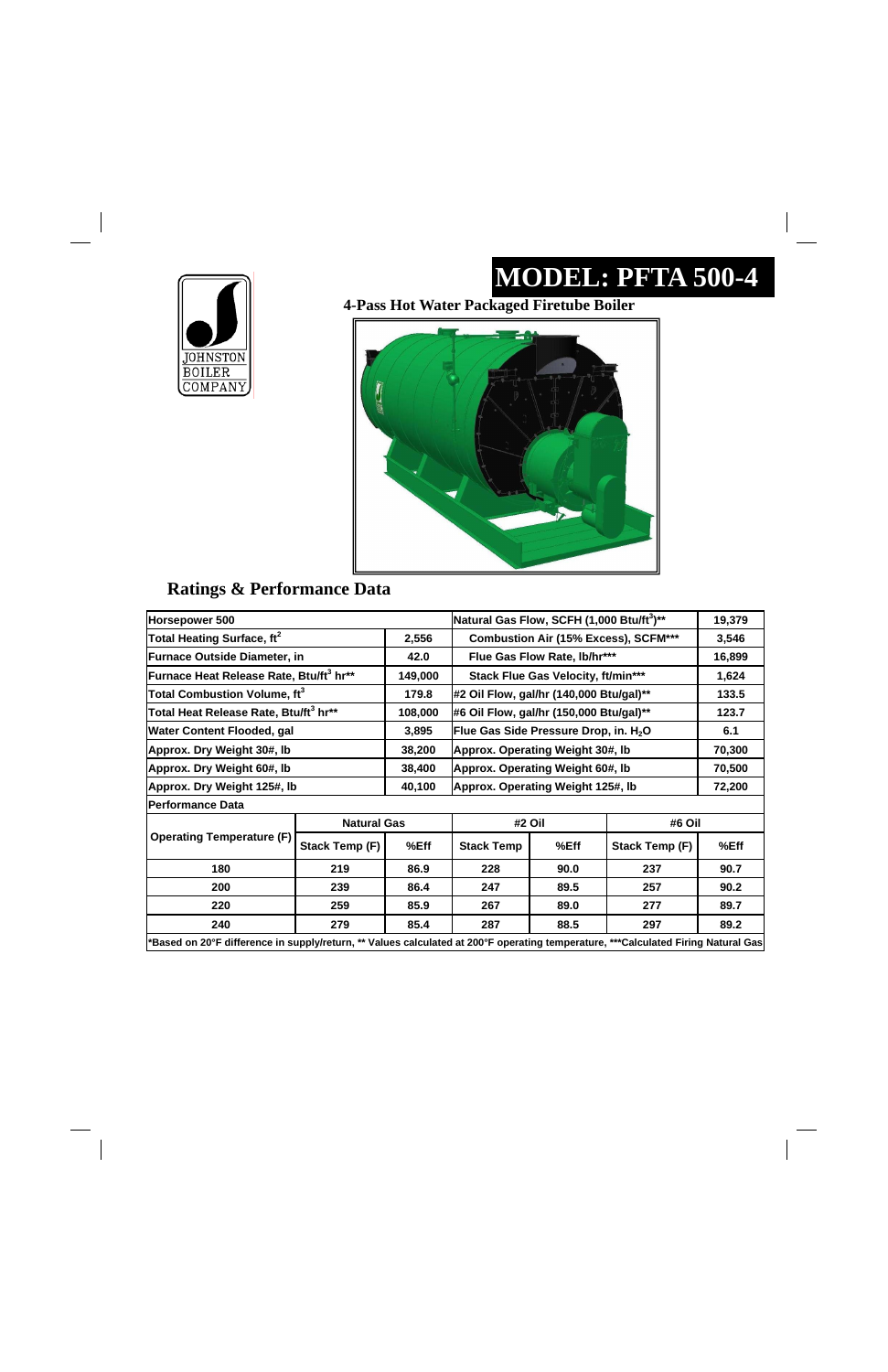JOHNSTON BOILER COMPANY

# MODEL: PFTA 500-4

**4-Pass Hot Water Packaged Firetube Boiler**

## Ratings & Performance Data

| Horsepower 500 | | | Natural Gas Flow, SCFH (1,000 Btu/ft$^3$)** | | 19,379 |
|---|---|---|---|---|---|
| Total Heating Surface, ft$^2$ | | 2,556 | Combustion Air (15% Excess), SCFM*** | | 3,546 |
| Furnace Outside Diameter, in | | 42.0 | Flue Gas Flow Rate, lb/hr*** | | 16,899 |
| Furnace Heat Release Rate, Btu/ft$^3$ hr** | | 149,000 | Stack Flue Gas Velocity, ft/min*** | | 1,624 |
| Total Combustion Volume, ft$^3$ | | 179.8 | #2 Oil Flow, gal/hr (140,000 Btu/gal)** | | 133.5 |
| Total Heat Release Rate, Btu/ft$^3$ hr** | | 108,000 | #6 Oil Flow, gal/hr (150,000 Btu/gal)** | | 123.7 |
| Water Content Flooded, gal | | 3,895 | Flue Gas Side Pressure Drop, in. $H_2O$ | | 6.1 |
| Approx. Dry Weight 30#, lb | | 38,200 | Approx. Operating Weight 30#, lb | | 70,300 |
| Approx. Dry Weight 60#, lb | | 38,400 | Approx. Operating Weight 60#, lb | | 70,500 |
| Approx. Dry Weight 125#, lb | | 40,100 | Approx. Operating Weight 125#, lb | | 72,200 |
| **Performance Data** | | | | | |
| Operating Temperature (F) | Natural Gas | | #2 Oil | | #6 Oil | |
| | Stack Temp (F) | %Eff | Stack Temp | %Eff | Stack Temp (F) | %Eff |
| 180 | 219 | 86.9 | 228 | 90.0 | 237 | 90.7 |
| 200 | 239 | 86.4 | 247 | 89.5 | 257 | 90.2 |
| 220 | 259 | 85.9 | 267 | 89.0 | 277 | 89.7 |
| 240 | 279 | 85.4 | 287 | 88.5 | 297 | 89.2 |

*Based on 20°F difference in supply/return, ** Values calculated at 200°F operating temperature, ***Calculated Firing Natural Gas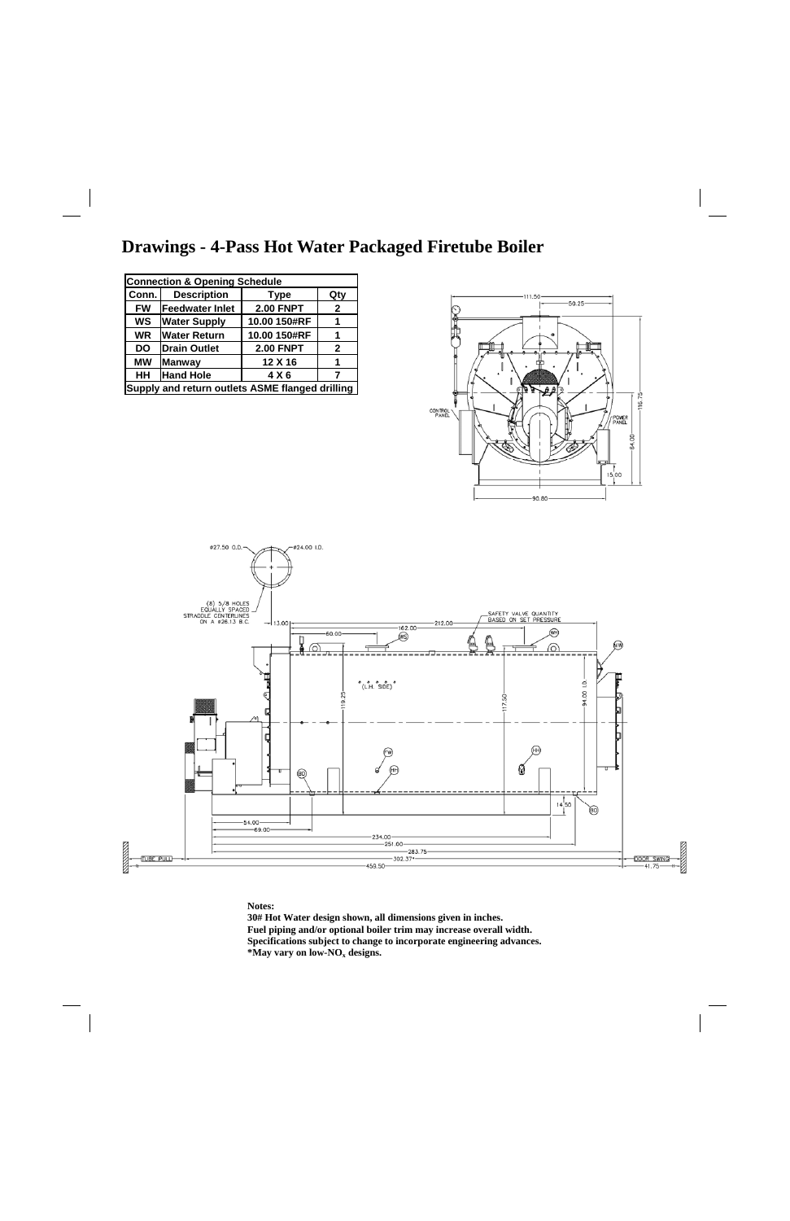# Drawings - 4-Pass Hot Water Packaged Firetube Boiler

| Connection & Opening Schedule | | | |
|---|---|---|---|
| Conn. | Description | Type | Qty |
| FW | Feedwater Inlet | 2.00 FNPT | 2 |
| WS | Water Supply | 10.00 150#RF | 1 |
| WR | Water Return | 10.00 150#RF | 1 |
| DO | Drain Outlet | 2.00 FNPT | 2 |
| MW | Manway | 12 X 16 | 1 |
| HH | Hand Hole | 4 X 6 | 7 |
| Supply and return outlets ASME flanged drilling | | | |

**Notes:**
**30# Hot Water design shown, all dimensions given in inches.**
**Fuel piping and/or optional boiler trim may increase overall width.**
**Specifications subject to change to incorporate engineering advances.**
**\*May vary on low-$NO_x$ designs.**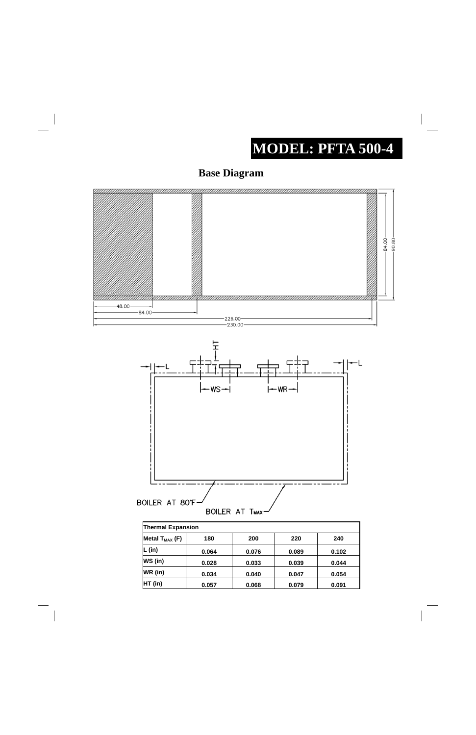# MODEL: PFTA 500-4

## Base Diagram

48.00
84.00
226.00
230.00
84.00
90.80

HT
L
L
WS
WR

BOILER AT 80°F
BOILER AT $T_{MAX}$

| Thermal Expansion | | | | |
|---|---|---|---|---|
| Metal $T_{MAX}$ (F) | 180 | 200 | 220 | 240 |
| L (in) | 0.064 | 0.076 | 0.089 | 0.102 |
| WS (in) | 0.028 | 0.033 | 0.039 | 0.044 |
| WR (in) | 0.034 | 0.040 | 0.047 | 0.054 |
| HT (in) | 0.057 | 0.068 | 0.079 | 0.091 |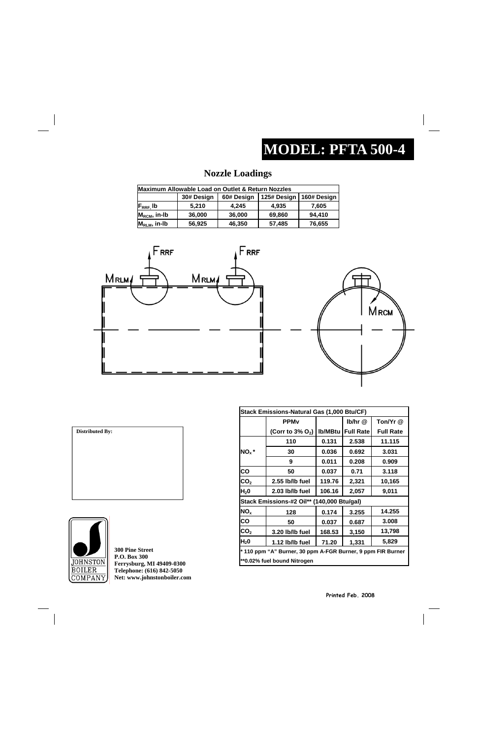# MODEL: PFTA 500-4

## Nozzle Loadings

| Maximum Allowable Load on Outlet & Return Nozzles | | | | |
|---|---|---|---|---|
| | 30# Design | 60# Design | 125# Design | 160# Design |
| $F_{RRF}$, lb | 5,210 | 4,245 | 4,935 | 7,605 |
| $M_{RCM}$, in-lb | 36,000 | 36,000 | 69,860 | 94,410 |
| $M_{RLM}$, in-lb | 56,925 | 46,350 | 57,485 | 76,655 |

FRRF
FRRF
MRLM
MRLM
MRCM

| Stack Emissions-Natural Gas (1,000 Btu/CF) | | | | |
|---|---|---|---|---|
| | PPMv (Corr to 3% $O_2$) | lb/MBtu | lb/hr @ Full Rate | Ton/Yr @ Full Rate |
| $NO_x$ * | 110 | 0.131 | 2.538 | 11.115 |
| | 30 | 0.036 | 0.692 | 3.031 |
| | 9 | 0.011 | 0.208 | 0.909 |
| CO | 50 | 0.037 | 0.71 | 3.118 |
| $CO_2$ | 2.55 lb/lb fuel | 119.76 | 2,321 | 10,165 |
| $H_2O$ | 2.03 lb/lb fuel | 106.16 | 2,057 | 9,011 |
| **Stack Emissions-#2 Oil** (140,000 Btu/gal)** | | | | |
| $NO_x$ | 128 | 0.174 | 3.255 | 14.255 |
| CO | 50 | 0.037 | 0.687 | 3.008 |
| $CO_2$ | 3.20 lb/lb fuel | 168.53 | 3,150 | 13,798 |
| $H_2O$ | 1.12 lb/lb fuel | 71.20 | 1,331 | 5,829 |

* 110 ppm "A" Burner, 30 ppm A-FGR Burner, 9 ppm FIR Burner

**0.02% fuel bound Nitrogen

**Distributed By:**

JOHNSTON BOILER COMPANY

**300 Pine Street**
**P.O. Box 300**
**Ferrysburg, MI 49409-0300**
**Telephone: (616) 842-5050**
**Net: www.johnstonboiler.com**

Printed Feb. 2008